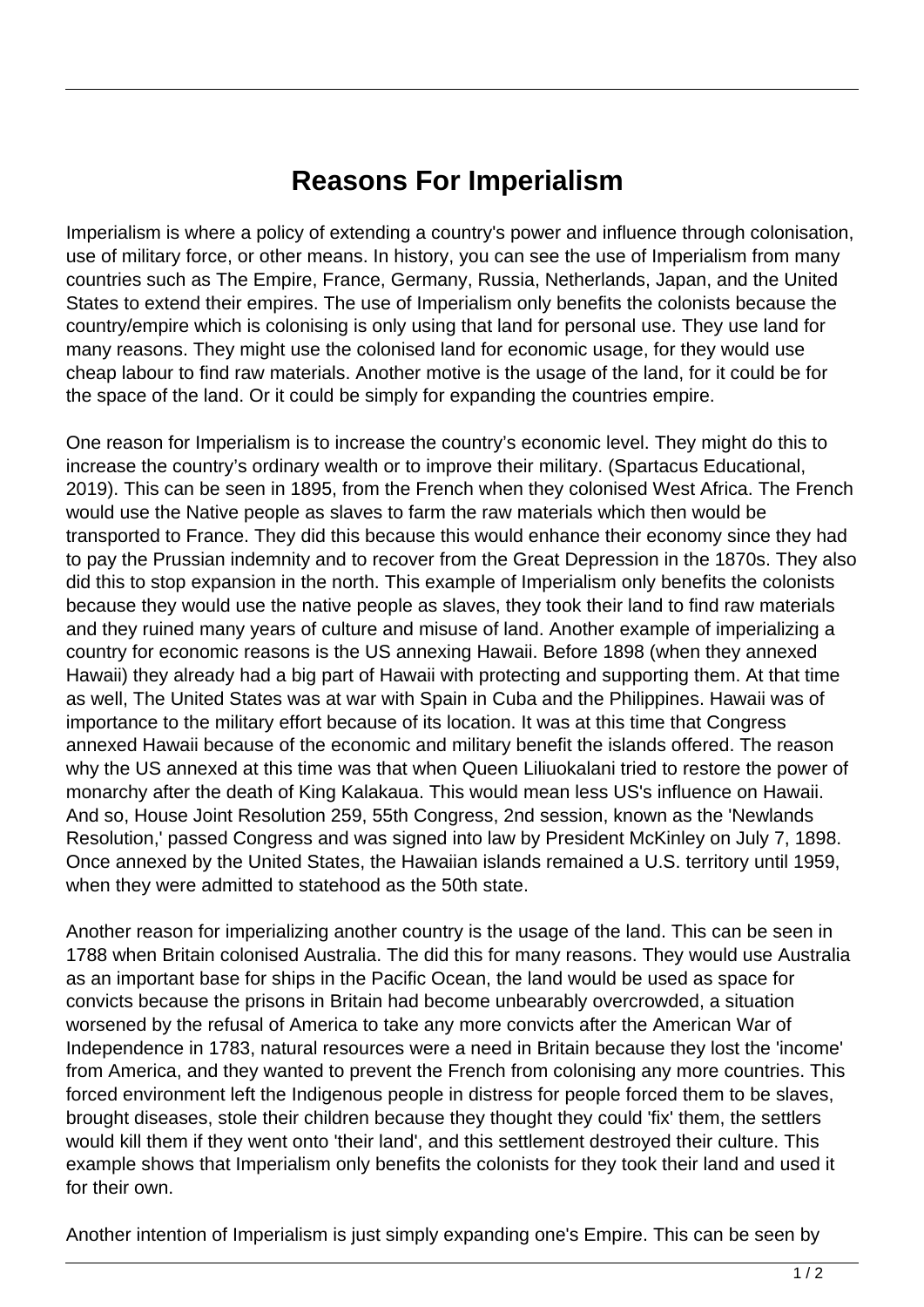# Reasons For Imperialism

Imperialism is where a policy of extending a country's power and influence through colonisation, use of military force, or other means. In history, you can see the use of Imperialism from many countries such as The Empire, France, Germany, Russia, Netherlands, Japan, and the United States to extend their empires. The use of Imperialism only benefits the colonists because the country/empire which is colonising is only using that land for personal use. They use land for many reasons. They might use the colonised land for economic usage, for they would use cheap labour to find raw materials. Another motive is the usage of the land, for it could be for the space of the land. Or it could be simply for expanding the countries empire.

One reason for Imperialism is to increase the country's economic level. They might do this to increase the country's ordinary wealth or to improve their military. (Spartacus Educational, 2019). This can be seen in 1895, from the French when they colonised West Africa. The French would use the Native people as slaves to farm the raw materials which then would be transported to France. They did this because this would enhance their economy since they had to pay the Prussian indemnity and to recover from the Great Depression in the 1870s. They also did this to stop expansion in the north. This example of Imperialism only benefits the colonists because they would use the native people as slaves, they took their land to find raw materials and they ruined many years of culture and misuse of land. Another example of imperializing a country for economic reasons is the US annexing Hawaii. Before 1898 (when they annexed Hawaii) they already had a big part of Hawaii with protecting and supporting them. At that time as well, The United States was at war with Spain in Cuba and the Philippines. Hawaii was of importance to the military effort because of its location. It was at this time that Congress annexed Hawaii because of the economic and military benefit the islands offered. The reason why the US annexed at this time was that when Queen Liliuokalani tried to restore the power of monarchy after the death of King Kalakaua. This would mean less US's influence on Hawaii. And so, House Joint Resolution 259, 55th Congress, 2nd session, known as the 'Newlands Resolution,' passed Congress and was signed into law by President McKinley on July 7, 1898. Once annexed by the United States, the Hawaiian islands remained a U.S. territory until 1959, when they were admitted to statehood as the 50th state.

Another reason for imperializing another country is the usage of the land. This can be seen in 1788 when Britain colonised Australia. The did this for many reasons. They would use Australia as an important base for ships in the Pacific Ocean, the land would be used as space for convicts because the prisons in Britain had become unbearably overcrowded, a situation worsened by the refusal of America to take any more convicts after the American War of Independence in 1783, natural resources were a need in Britain because they lost the 'income' from America, and they wanted to prevent the French from colonising any more countries. This forced environment left the Indigenous people in distress for people forced them to be slaves, brought diseases, stole their children because they thought they could 'fix' them, the settlers would kill them if they went onto 'their land', and this settlement destroyed their culture. This example shows that Imperialism only benefits the colonists for they took their land and used it for their own.

Another intention of Imperialism is just simply expanding one's Empire. This can be seen by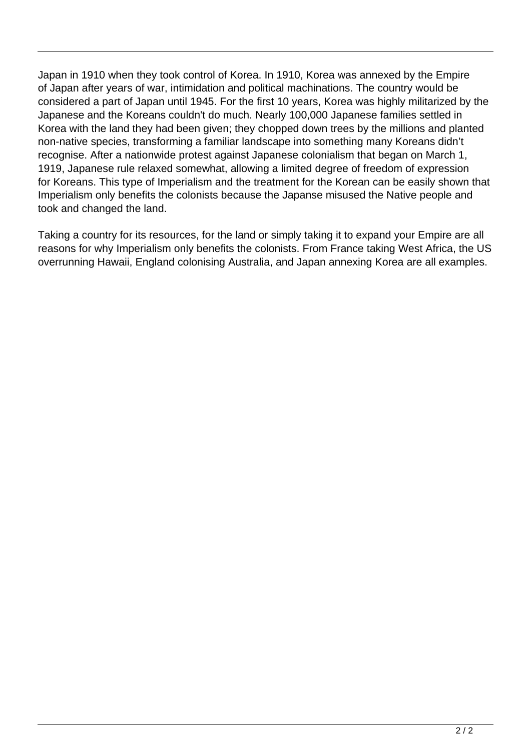Japan in 1910 when they took control of Korea. In 1910, Korea was annexed by the Empire of Japan after years of war, intimidation and political machinations. The country would be considered a part of Japan until 1945. For the first 10 years, Korea was highly militarized by the Japanese and the Koreans couldn't do much. Nearly 100,000 Japanese families settled in Korea with the land they had been given; they chopped down trees by the millions and planted non-native species, transforming a familiar landscape into something many Koreans didn't recognise. After a nationwide protest against Japanese colonialism that began on March 1, 1919, Japanese rule relaxed somewhat, allowing a limited degree of freedom of expression for Koreans. This type of Imperialism and the treatment for the Korean can be easily shown that Imperialism only benefits the colonists because the Japanse misused the Native people and took and changed the land.

Taking a country for its resources, for the land or simply taking it to expand your Empire are all reasons for why Imperialism only benefits the colonists. From France taking West Africa, the US overrunning Hawaii, England colonising Australia, and Japan annexing Korea are all examples.